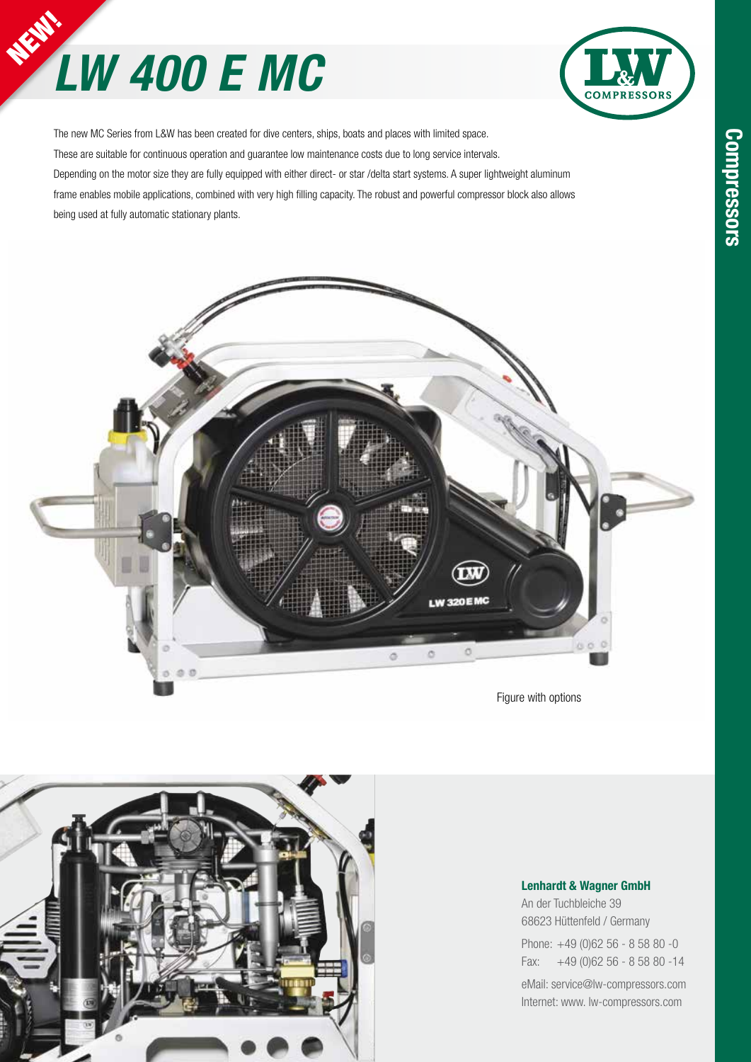NEW!

# LW 400 E MC

The new MC Series from L&W has been created for dive centers, ships, boats and places with limited space.
These are suitable for continuous operation and guarantee low maintenance costs due to long service intervals.
Depending on the motor size they are fully equipped with either direct- or star /delta start systems. A super lightweight aluminum frame enables mobile applications, combined with very high filling capacity. The robust and powerful compressor block also allows being used at fully automatic stationary plants.

Figure with options

**Lenhardt & Wagner GmbH**
An der Tuchbleiche 39
68623 Hüttenfeld / Germany

Phone: +49 (0)62 56 - 8 58 80 -0
Fax: +49 (0)62 56 - 8 58 80 -14

eMail: service@lw-compressors.com
Internet: www. lw-compressors.com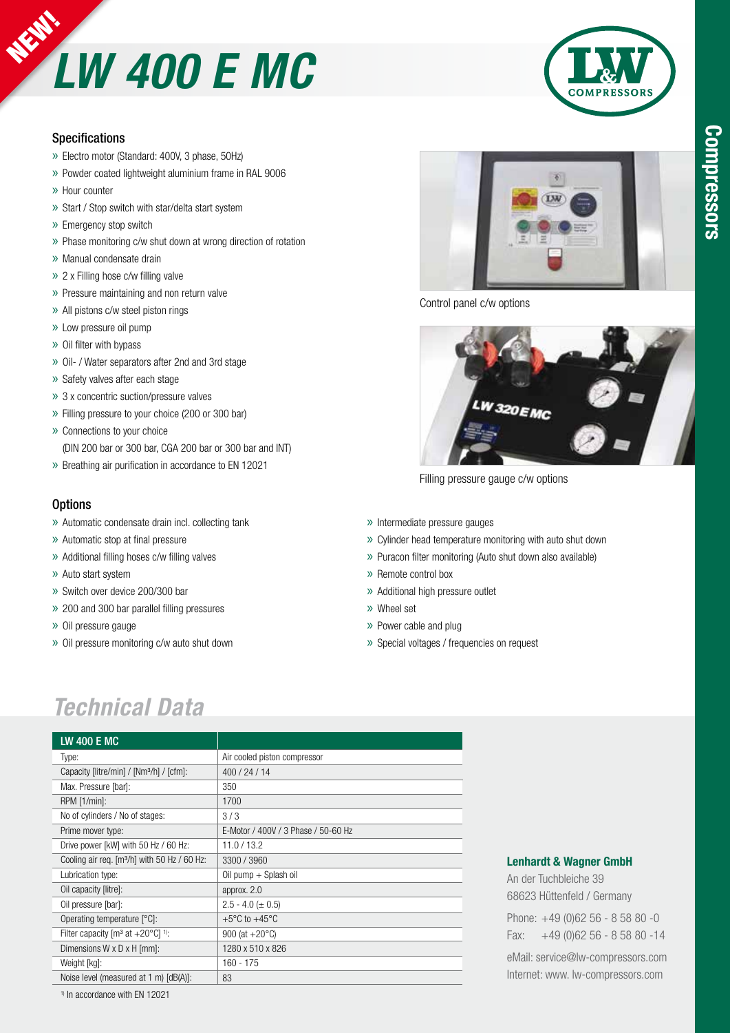NEW!

# LW 400 E MC

### Specifications

- » Electro motor (Standard: 400V, 3 phase, 50Hz)
- » Powder coated lightweight aluminium frame in RAL 9006
- » Hour counter
- » Start / Stop switch with star/delta start system
- » Emergency stop switch
- » Phase monitoring c/w shut down at wrong direction of rotation
- » Manual condensate drain
- » 2 x Filling hose c/w filling valve
- » Pressure maintaining and non return valve
- » All pistons c/w steel piston rings
- » Low pressure oil pump
- » Oil filter with bypass
- » Oil- / Water separators after 2nd and 3rd stage
- » Safety valves after each stage
- » 3 x concentric suction/pressure valves
- » Filling pressure to your choice (200 or 300 bar)
- » Connections to your choice (DIN 200 bar or 300 bar, CGA 200 bar or 300 bar and INT)
- » Breathing air purification in accordance to EN 12021

Control panel c/w options

Filling pressure gauge c/w options

### Options

- » Automatic condensate drain incl. collecting tank
- » Automatic stop at final pressure
- » Additional filling hoses c/w filling valves
- » Auto start system
- » Switch over device 200/300 bar
- » 200 and 300 bar parallel filling pressures
- » Oil pressure gauge
- » Oil pressure monitoring c/w auto shut down
- » Intermediate pressure gauges
- » Cylinder head temperature monitoring with auto shut down
- » Puracon filter monitoring (Auto shut down also available)
- » Remote control box
- » Additional high pressure outlet
- » Wheel set
- » Power cable and plug
- » Special voltages / frequencies on request

## *Technical Data*

| LW 400 E MC | |
|---|---|
| Type: | Air cooled piston compressor |
| Capacity [litre/min] / [Nm³/h] / [cfm]: | 400 / 24 / 14 |
| Max. Pressure [bar]: | 350 |
| RPM [1/min]: | 1700 |
| No of cylinders / No of stages: | 3 / 3 |
| Prime mover type: | E-Motor / 400V / 3 Phase / 50-60 Hz |
| Drive power [kW] with 50 Hz / 60 Hz: | 11.0 / 13.2 |
| Cooling air req. [m³/h] with 50 Hz / 60 Hz: | 3300 / 3960 |
| Lubrication type: | Oil pump + Splash oil |
| Oil capacity [litre]: | approx. 2.0 |
| Oil pressure [bar]: | 2.5 - 4.0 (± 0.5) |
| Operating temperature [°C]: | +5°C to +45°C |
| Filter capacity [m³ at +20°C] [1]: | 900 (at +20°C) |
| Dimensions W x D x H [mm]: | 1280 x 510 x 826 |
| Weight [kg]: | 160 - 175 |
| Noise level (measured at 1 m) [dB(A)]: | 83 |

[1] In accordance with EN 12021

**Lenhardt & Wagner GmbH**
An der Tuchbleiche 39
68623 Hüttenfeld / Germany

Phone: +49 (0)62 56 - 8 58 80 -0
Fax: +49 (0)62 56 - 8 58 80 -14

eMail: service@lw-compressors.com
Internet: www. lw-compressors.com